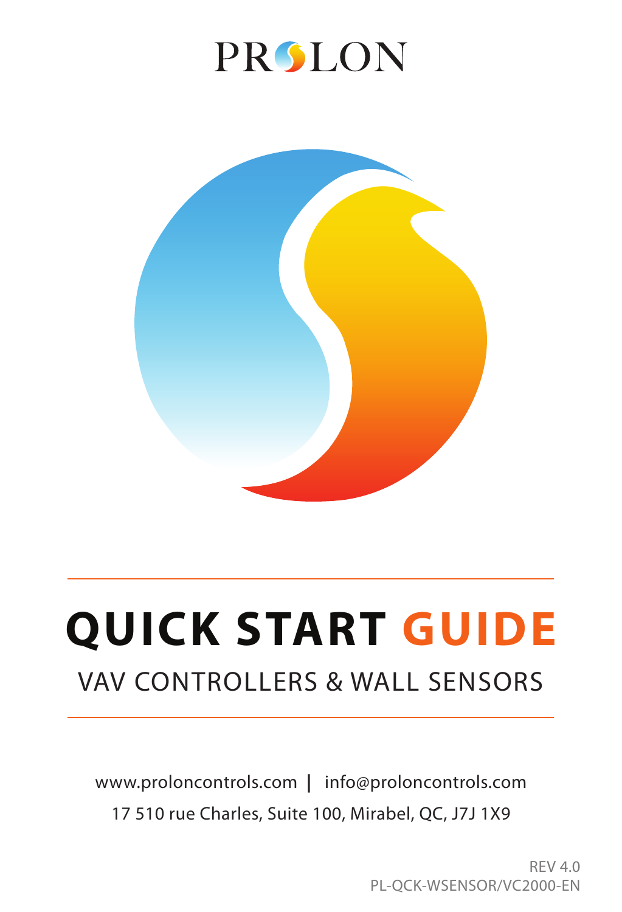PROLON

# QUICK START GUIDE

## VAV CONTROLLERS & WALL SENSORS

www.proloncontrols.com | info@proloncontrols.com

17 510 rue Charles, Suite 100, Mirabel, QC, J7J 1X9

REV 4.0

PL-QCK-WSENSOR/VC2000-EN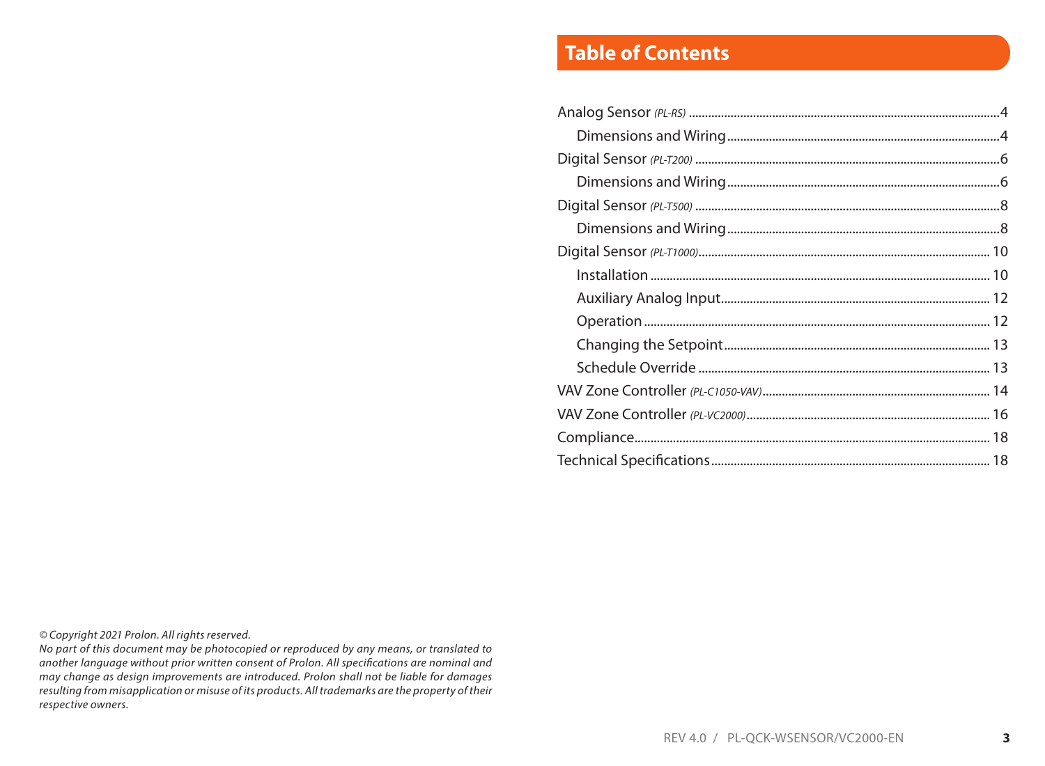## Table of Contents

Analog Sensor *(PL-RS)* ....................................................4
- Dimensions and Wiring ....................................................4

Digital Sensor *(PL-T200)* ....................................................6
- Dimensions and Wiring ....................................................6

Digital Sensor *(PL-T500)* ....................................................8
- Dimensions and Wiring ....................................................8

Digital Sensor *(PL-T1000)*.................................................... 10
- Installation .................................................... 10
- Auxiliary Analog Input.................................................... 12
- Operation .................................................... 12
- Changing the Setpoint.................................................... 13
- Schedule Override .................................................... 13

VAV Zone Controller *(PL-C1050-VAV)*.................................................... 14

VAV Zone Controller *(PL-VC2000)*.................................................... 16

Compliance.................................................... 18

Technical Specifications.................................................... 18

*© Copyright 2021 Prolon. All rights reserved.*

*No part of this document may be photocopied or reproduced by any means, or translated to another language without prior written consent of Prolon. All specifications are nominal and may change as design improvements are introduced. Prolon shall not be liable for damages resulting from misapplication or misuse of its products. All trademarks are the property of their respective owners.*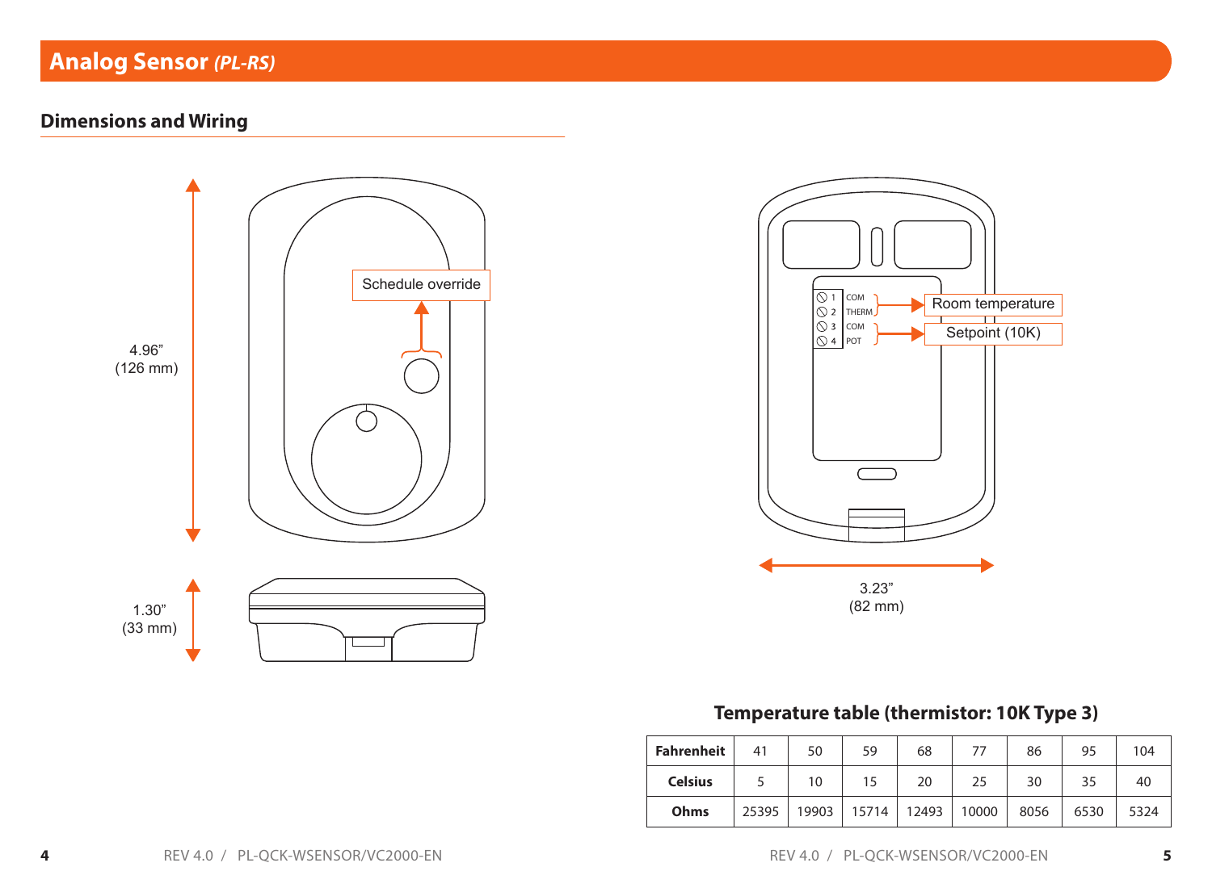# Analog Sensor *(PL-RS)*

## Dimensions and Wiring

4.96" (126 mm)

1.30" (33 mm)

Schedule override

1 COM
2 THERM
3 COM
4 POT

Room temperature

Setpoint (10K)

3.23" (82 mm)

### Temperature table (thermistor: 10K Type 3)

| **Fahrenheit** | 41 | 50 | 59 | 68 | 77 | 86 | 95 | 104 |
|---|---|---|---|---|---|---|---|---|
| **Celsius** | 5 | 10 | 15 | 20 | 25 | 30 | 35 | 40 |
| **Ohms** | 25395 | 19903 | 15714 | 12493 | 10000 | 8056 | 6530 | 5324 |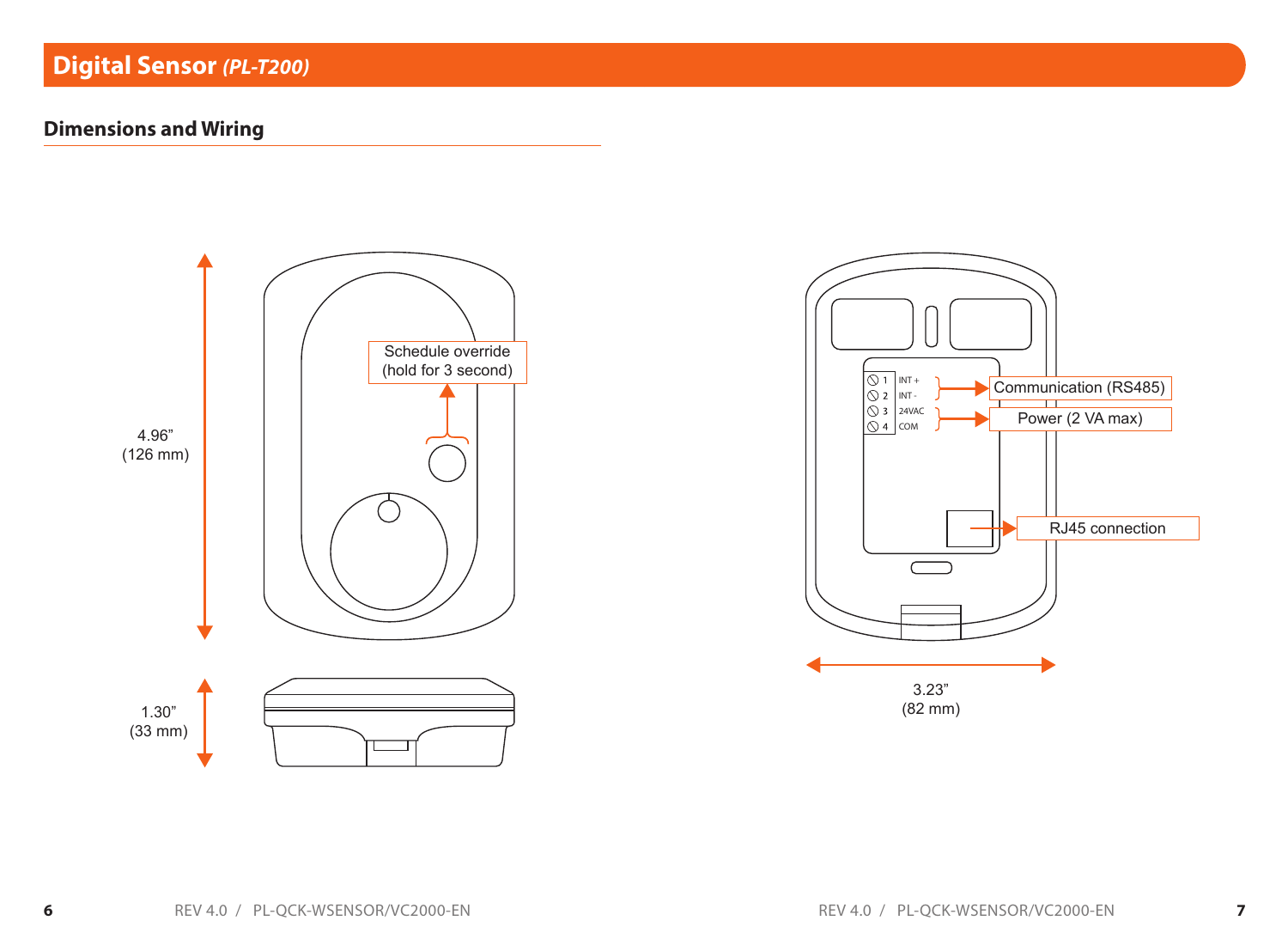# Digital Sensor *(PL-T200)*

## Dimensions and Wiring

Schedule override
(hold for 3 second)

4.96”
(126 mm)

1.30”
(33 mm)

1 INT +
2 INT -
3 24VAC
4 COM

Communication (RS485)

Power (2 VA max)

RJ45 connection

3.23”
(82 mm)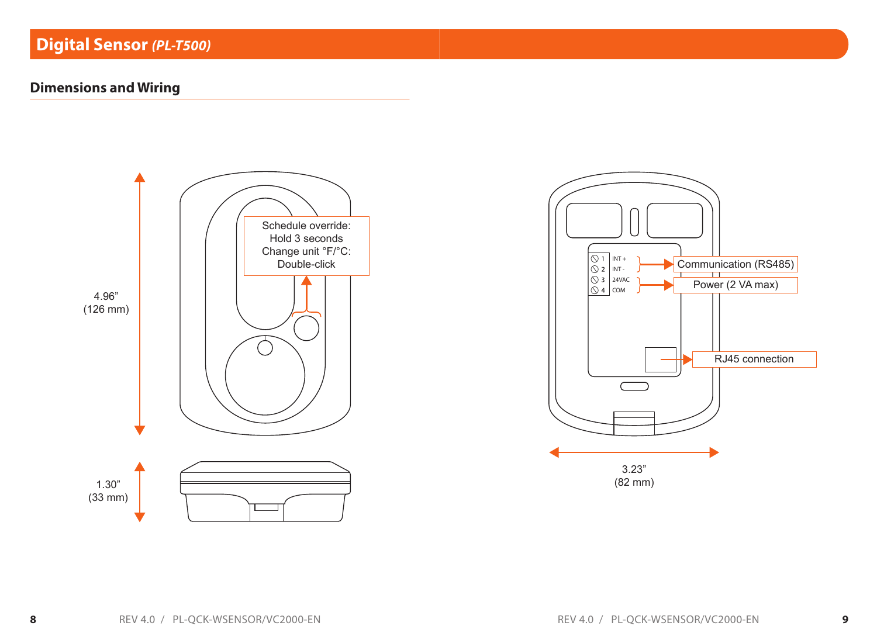# Digital Sensor *(PL-T500)*

## Dimensions and Wiring

4.96"
(126 mm)

Schedule override:
Hold 3 seconds
Change unit °F/°C:
Double-click

1.30"
(33 mm)

1 INT +
2 INT -
3 24VAC
4 COM

Communication (RS485)

Power (2 VA max)

RJ45 connection

3.23"
(82 mm)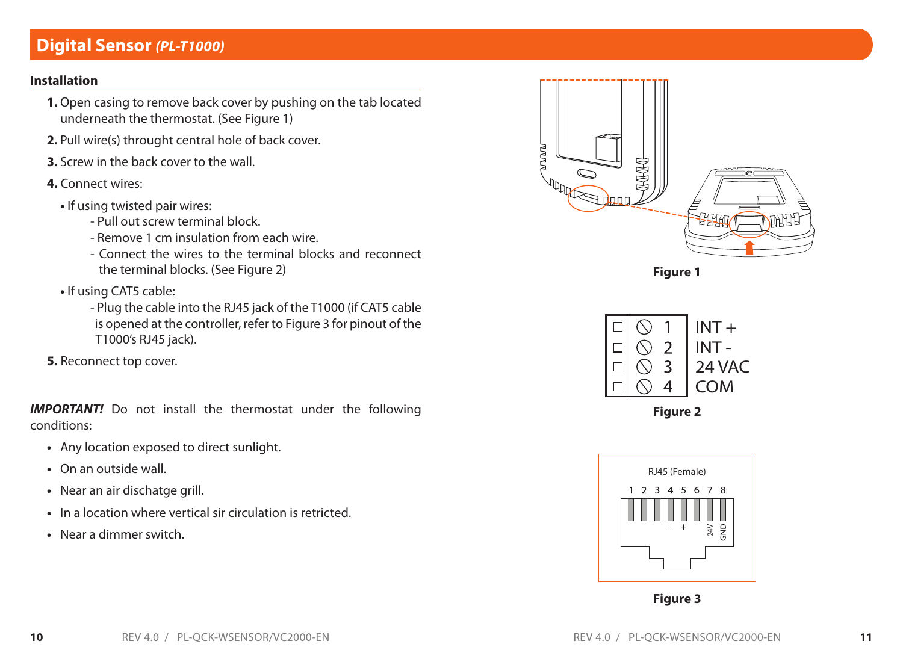# Digital Sensor *(PL-T1000)*

## Installation

1. Open casing to remove back cover by pushing on the tab located underneath the thermostat. (See Figure 1)
2. Pull wire(s) throught central hole of back cover.
3. Screw in the back cover to the wall.
4. Connect wires:
   - If using twisted pair wires:
     - Pull out screw terminal block.
     - Remove 1 cm insulation from each wire.
     - Connect the wires to the terminal blocks and reconnect the terminal blocks. (See Figure 2)
   - If using CAT5 cable:
     - Plug the cable into the RJ45 jack of the T1000 (if CAT5 cable is opened at the controller, refer to Figure 3 for pinout of the T1000's RJ45 jack).
5. Reconnect top cover.

***IMPORTANT!*** Do not install the thermostat under the following conditions:

- Any location exposed to direct sunlight.
- On an outside wall.
- Near an air dischatge grill.
- In a location where vertical sir circulation is retricted.
- Near a dimmer switch.

**Figure 1**

| Terminal | Function |
|---|---|
| 1 | INT + |
| 2 | INT - |
| 3 | 24 VAC |
| 4 | COM |

**Figure 2**

RJ45 (Female)

1 2 3 4 5 6 7 8

Pin 4: - ; Pin 5: + ; Pin 7: 24V ; Pin 8: GND

**Figure 3**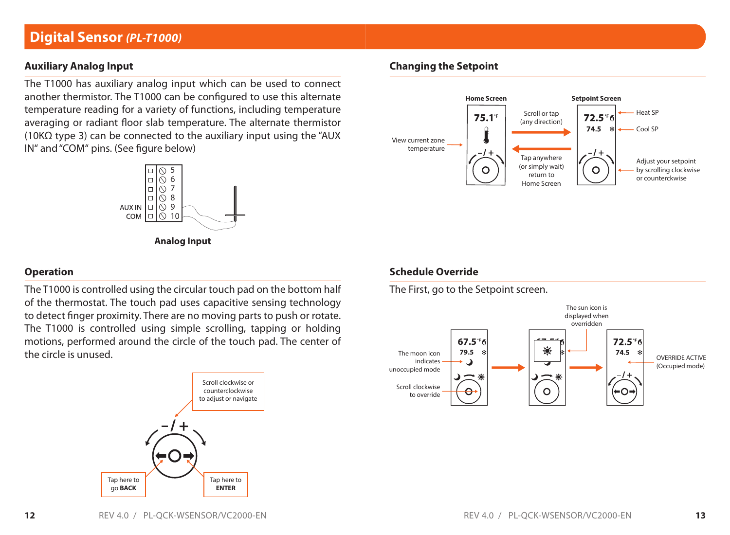# Digital Sensor *(PL-T1000)*

## Auxiliary Analog Input

The T1000 has auxiliary analog input which can be used to connect another thermistor. The T1000 can be configured to use this alternate temperature reading for a variety of functions, including temperature averaging or radiant floor slab temperature. The alternate thermistor (10KΩ type 3) can be connected to the auxiliary input using the "AUX IN" and "COM" pins. (See figure below)

AUX IN
COM

5
6
7
8
9
10

**Analog Input**

## Operation

The T1000 is controlled using the circular touch pad on the bottom half of the thermostat. The touch pad uses capacitive sensing technology to detect finger proximity. There are no moving parts to push or rotate. The T1000 is controlled using simple scrolling, tapping or holding motions, performed around the circle of the touch pad. The center of the circle is unused.

Scroll clockwise or counterclockwise to adjust or navigate

Tap here to go **BACK**

Tap here to **ENTER**

## Changing the Setpoint

**Home Screen**

75.1°F

View current zone temperature

Scroll or tap (any direction)

Tap anywhere (or simply wait) return to Home Screen

**Setpoint Screen**

72.5°F

74.5

Heat SP

Cool SP

Adjust your setpoint by scrolling clockwise or counterckwise

## Schedule Override

The First, go to the Setpoint screen.

67.5°F

79.5

The moon icon indicates unoccupied mode

Scroll clockwise to override

The sun icon is displayed when overridden

72.5°F

74.5

OVERRIDE ACTIVE (Occupied mode)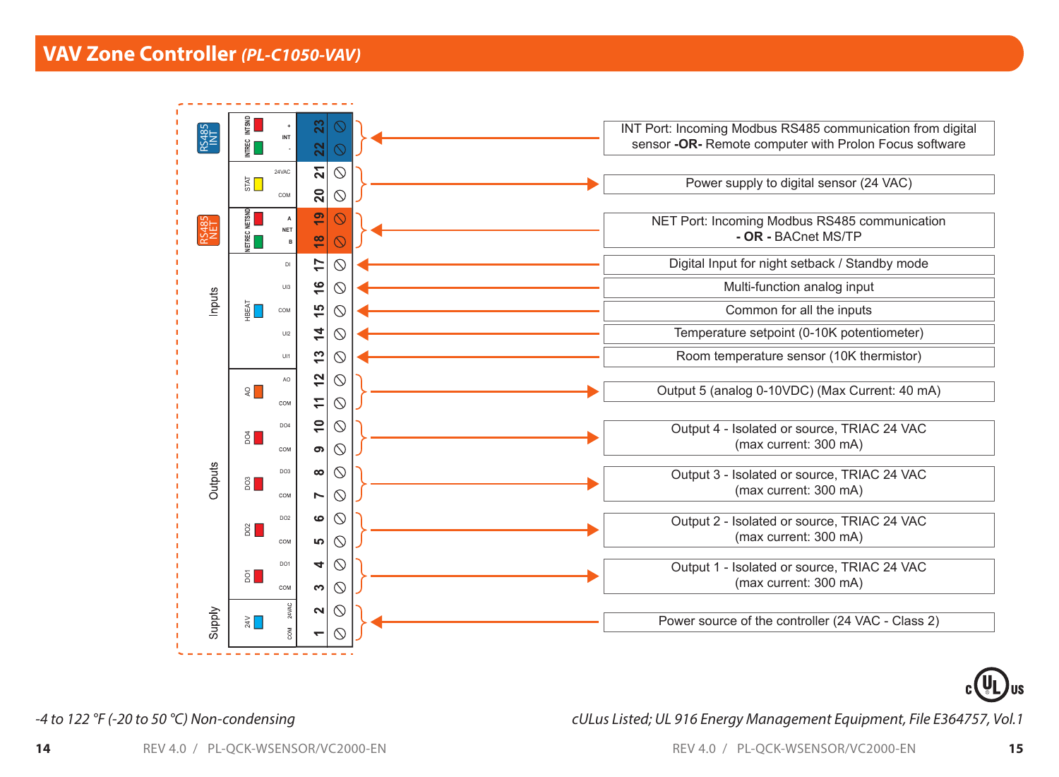# VAV Zone Controller *(PL-C1050-VAV)*

| Group | Terminal(s) | Label | Description |
|---|---|---|---|
| RS485 INT | 23, 22 | INT + / - (INTREC, INTSND) | INT Port: Incoming Modbus RS485 communication from digital sensor **-OR-** Remote computer with Prolon Focus software |
| | 21, 20 | STAT 24VAC / COM | Power supply to digital sensor (24 VAC) |
| RS485 NET | 19, 18 | NET A / B (NETREC, NETSND) | NET Port: Incoming Modbus RS485 communication **- OR -** BACnet MS/TP |
| Inputs | 17 | DI | Digital Input for night setback / Standby mode |
| | 16 | UI3 | Multi-function analog input |
| | 15 | COM (HBEAT) | Common for all the inputs |
| | 14 | UI2 | Temperature setpoint (0-10K potentiometer) |
| | 13 | UI1 | Room temperature sensor (10K thermistor) |
| Outputs | 12, 11 | AO / COM | Output 5 (analog 0-10VDC) (Max Current: 40 mA) |
| | 10, 9 | DO4 / COM | Output 4 - Isolated or source, TRIAC 24 VAC (max current: 300 mA) |
| | 8, 7 | DO3 / COM | Output 3 - Isolated or source, TRIAC 24 VAC (max current: 300 mA) |
| | 6, 5 | DO2 / COM | Output 2 - Isolated or source, TRIAC 24 VAC (max current: 300 mA) |
| | 4, 3 | DO1 / COM | Output 1 - Isolated or source, TRIAC 24 VAC (max current: 300 mA) |
| Supply | 2, 1 | 24V: 24VAC / COM | Power source of the controller (24 VAC - Class 2) |

*-4 to 122 °F (-20 to 50 °C) Non-condensing*

*cULus Listed; UL 916 Energy Management Equipment, File E364757, Vol.1*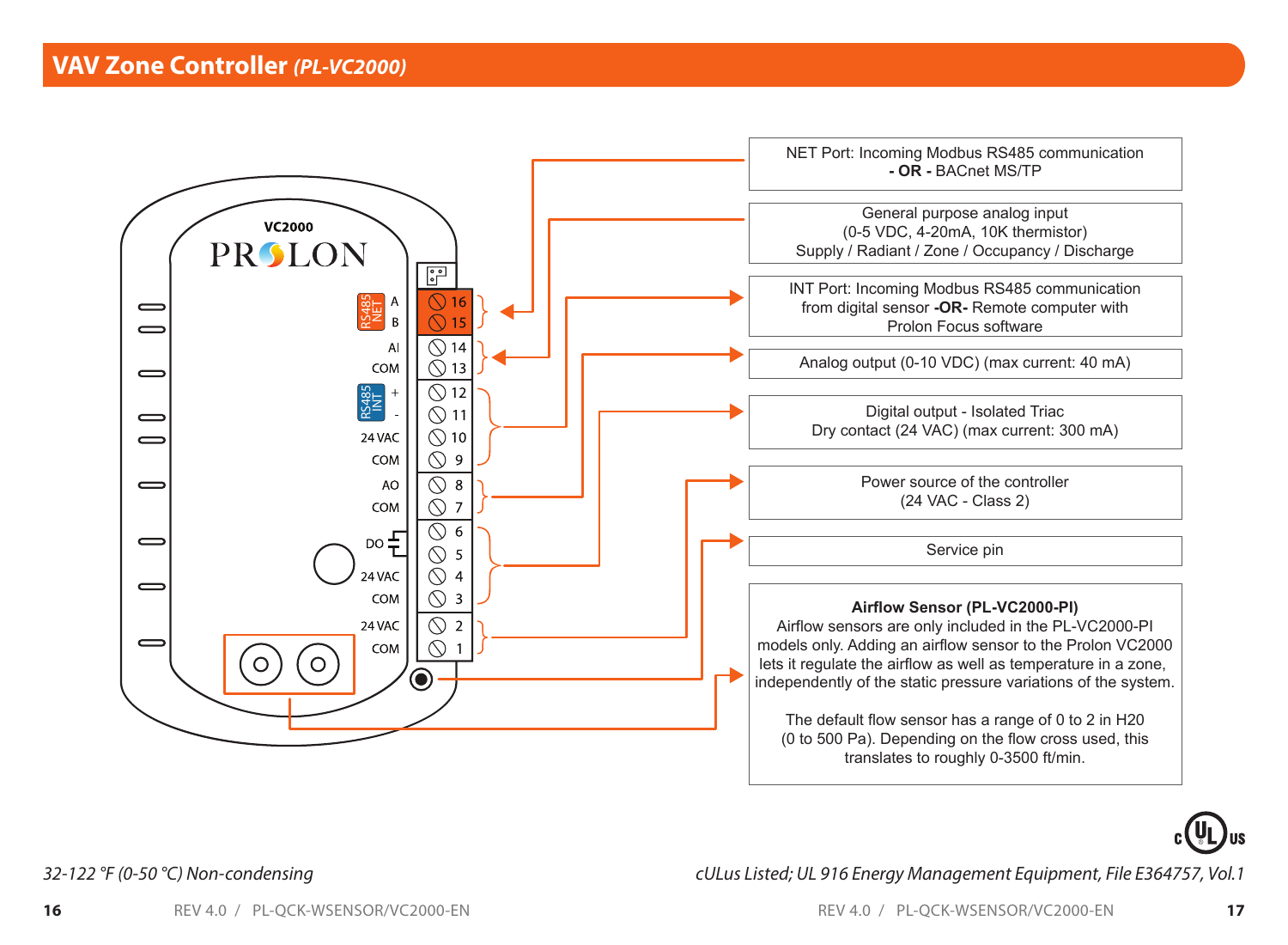## VAV Zone Controller *(PL-VC2000)*

VC2000
PROLON

| Label | Terminal |
| --- | --- |
| RS485 NET A | 16 |
| RS485 NET B | 15 |
| AI | 14 |
| COM | 13 |
| RS485 INT + | 12 |
| RS485 INT - | 11 |
| 24 VAC | 10 |
| COM | 9 |
| AO | 8 |
| COM | 7 |
| DO | 6 |
| DO | 5 |
| 24 VAC | 4 |
| COM | 3 |
| 24 VAC | 2 |
| COM | 1 |

NET Port: Incoming Modbus RS485 communication **- OR -** BACnet MS/TP

General purpose analog input (0-5 VDC, 4-20mA, 10K thermistor) Supply / Radiant / Zone / Occupancy / Discharge

INT Port: Incoming Modbus RS485 communication from digital sensor **-OR-** Remote computer with Prolon Focus software

Analog output (0-10 VDC) (max current: 40 mA)

Digital output - Isolated Triac Dry contact (24 VAC) (max current: 300 mA)

Power source of the controller (24 VAC - Class 2)

Service pin

**Airflow Sensor (PL-VC2000-PI)**

Airflow sensors are only included in the PL-VC2000-PI models only. Adding an airflow sensor to the Prolon VC2000 lets it regulate the airflow as well as temperature in a zone, independently of the static pressure variations of the system.

The default flow sensor has a range of 0 to 2 in H20 (0 to 500 Pa). Depending on the flow cross used, this translates to roughly 0-3500 ft/min.

*32-122 °F (0-50 °C) Non-condensing*

*cULus Listed; UL 916 Energy Management Equipment, File E364757, Vol.1*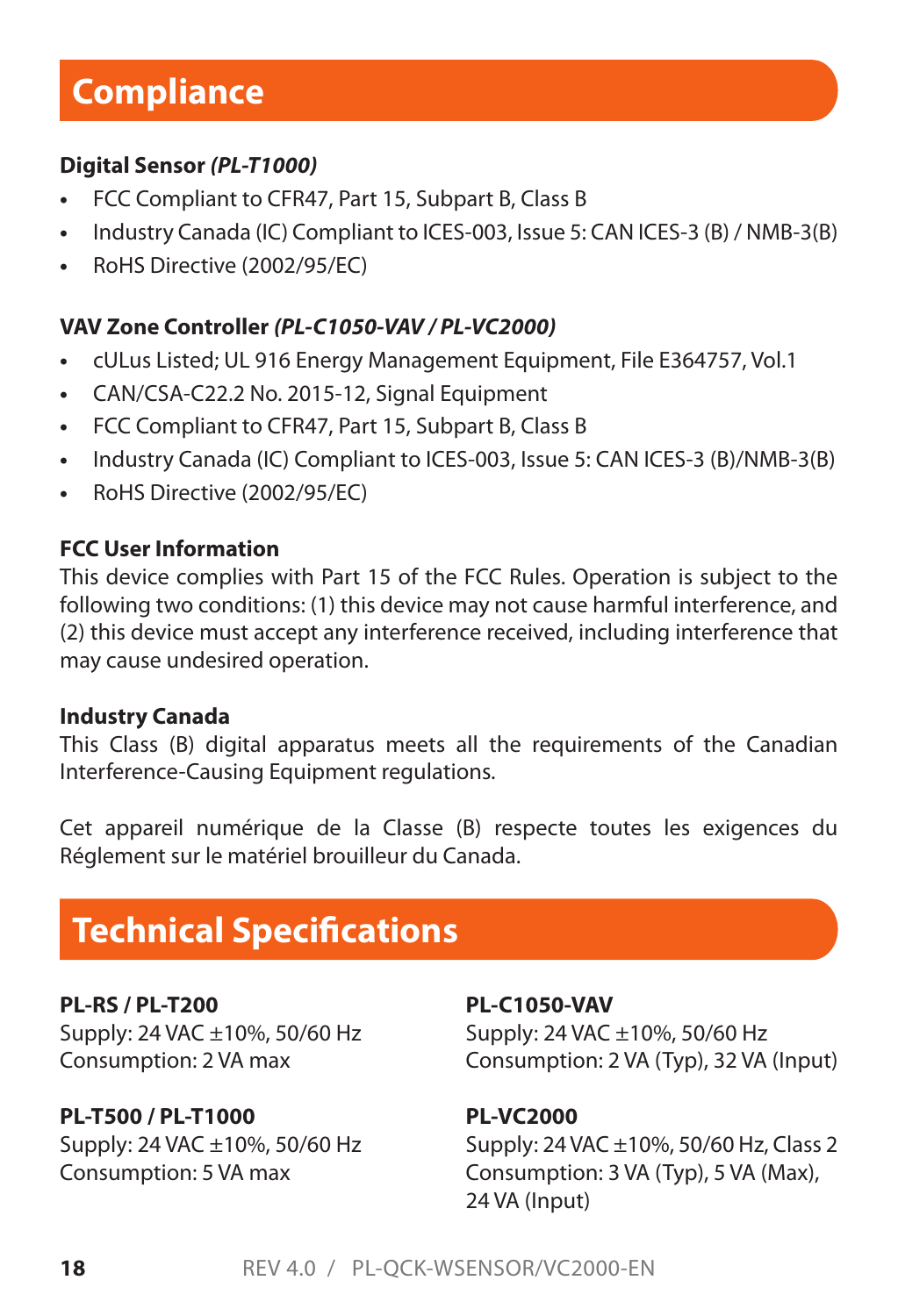# Compliance

**Digital Sensor *(PL-T1000)***

- FCC Compliant to CFR47, Part 15, Subpart B, Class B
- Industry Canada (IC) Compliant to ICES-003, Issue 5: CAN ICES-3 (B) / NMB-3(B)
- RoHS Directive (2002/95/EC)

**VAV Zone Controller *(PL-C1050-VAV / PL-VC2000)***

- cULus Listed; UL 916 Energy Management Equipment, File E364757, Vol.1
- CAN/CSA-C22.2 No. 2015-12, Signal Equipment
- FCC Compliant to CFR47, Part 15, Subpart B, Class B
- Industry Canada (IC) Compliant to ICES-003, Issue 5: CAN ICES-3 (B)/NMB-3(B)
- RoHS Directive (2002/95/EC)

**FCC User Information**

This device complies with Part 15 of the FCC Rules. Operation is subject to the following two conditions: (1) this device may not cause harmful interference, and (2) this device must accept any interference received, including interference that may cause undesired operation.

**Industry Canada**

This Class (B) digital apparatus meets all the requirements of the Canadian Interference-Causing Equipment regulations.

Cet appareil numérique de la Classe (B) respecte toutes les exigences du Réglement sur le matériel brouilleur du Canada.

# Technical Specifications

**PL-RS / PL-T200**
Supply: 24 VAC ±10%, 50/60 Hz
Consumption: 2 VA max

**PL-T500 / PL-T1000**
Supply: 24 VAC ±10%, 50/60 Hz
Consumption: 5 VA max

**PL-C1050-VAV**
Supply: 24 VAC ±10%, 50/60 Hz
Consumption: 2 VA (Typ), 32 VA (Input)

**PL-VC2000**
Supply: 24 VAC ±10%, 50/60 Hz, Class 2
Consumption: 3 VA (Typ), 5 VA (Max), 24 VA (Input)